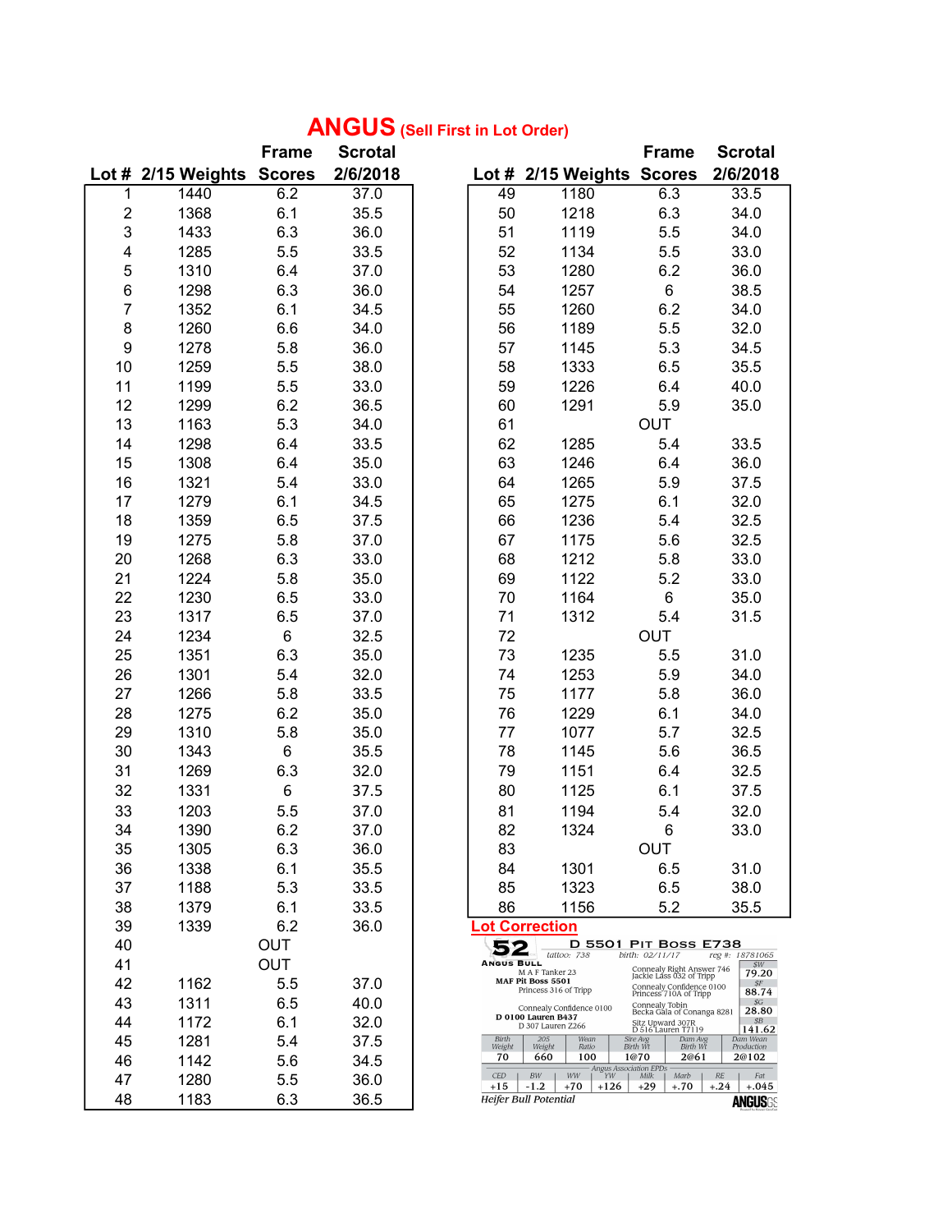# ANGUS (Sell First in Lot Order)

| Lot # | 2/15 Weights | Frame Scores | Scrotal 2/6/2018 |
|---|---|---|---|
| 1 | 1440 | 6.2 | 37.0 |
| 2 | 1368 | 6.1 | 35.5 |
| 3 | 1433 | 6.3 | 36.0 |
| 4 | 1285 | 5.5 | 33.5 |
| 5 | 1310 | 6.4 | 37.0 |
| 6 | 1298 | 6.3 | 36.0 |
| 7 | 1352 | 6.1 | 34.5 |
| 8 | 1260 | 6.6 | 34.0 |
| 9 | 1278 | 5.8 | 36.0 |
| 10 | 1259 | 5.5 | 38.0 |
| 11 | 1199 | 5.5 | 33.0 |
| 12 | 1299 | 6.2 | 36.5 |
| 13 | 1163 | 5.3 | 34.0 |
| 14 | 1298 | 6.4 | 33.5 |
| 15 | 1308 | 6.4 | 35.0 |
| 16 | 1321 | 5.4 | 33.0 |
| 17 | 1279 | 6.1 | 34.5 |
| 18 | 1359 | 6.5 | 37.5 |
| 19 | 1275 | 5.8 | 37.0 |
| 20 | 1268 | 6.3 | 33.0 |
| 21 | 1224 | 5.8 | 35.0 |
| 22 | 1230 | 6.5 | 33.0 |
| 23 | 1317 | 6.5 | 37.0 |
| 24 | 1234 | 6 | 32.5 |
| 25 | 1351 | 6.3 | 35.0 |
| 26 | 1301 | 5.4 | 32.0 |
| 27 | 1266 | 5.8 | 33.5 |
| 28 | 1275 | 6.2 | 35.0 |
| 29 | 1310 | 5.8 | 35.0 |
| 30 | 1343 | 6 | 35.5 |
| 31 | 1269 | 6.3 | 32.0 |
| 32 | 1331 | 6 | 37.5 |
| 33 | 1203 | 5.5 | 37.0 |
| 34 | 1390 | 6.2 | 37.0 |
| 35 | 1305 | 6.3 | 36.0 |
| 36 | 1338 | 6.1 | 35.5 |
| 37 | 1188 | 5.3 | 33.5 |
| 38 | 1379 | 6.1 | 33.5 |
| 39 | 1339 | 6.2 | 36.0 |
| 40 | | OUT | |
| 41 | | OUT | |
| 42 | 1162 | 5.5 | 37.0 |
| 43 | 1311 | 6.5 | 40.0 |
| 44 | 1172 | 6.1 | 32.0 |
| 45 | 1281 | 5.4 | 37.5 |
| 46 | 1142 | 5.6 | 34.5 |
| 47 | 1280 | 5.5 | 36.0 |
| 48 | 1183 | 6.3 | 36.5 |
| 49 | 1180 | 6.3 | 33.5 |
| 50 | 1218 | 6.3 | 34.0 |
| 51 | 1119 | 5.5 | 34.0 |
| 52 | 1134 | 5.5 | 33.0 |
| 53 | 1280 | 6.2 | 36.0 |
| 54 | 1257 | 6 | 38.5 |
| 55 | 1260 | 6.2 | 34.0 |
| 56 | 1189 | 5.5 | 32.0 |
| 57 | 1145 | 5.3 | 34.5 |
| 58 | 1333 | 6.5 | 35.5 |
| 59 | 1226 | 6.4 | 40.0 |
| 60 | 1291 | 5.9 | 35.0 |
| 61 | | OUT | |
| 62 | 1285 | 5.4 | 33.5 |
| 63 | 1246 | 6.4 | 36.0 |
| 64 | 1265 | 5.9 | 37.5 |
| 65 | 1275 | 6.1 | 32.0 |
| 66 | 1236 | 5.4 | 32.5 |
| 67 | 1175 | 5.6 | 32.5 |
| 68 | 1212 | 5.8 | 33.0 |
| 69 | 1122 | 5.2 | 33.0 |
| 70 | 1164 | 6 | 35.0 |
| 71 | 1312 | 5.4 | 31.5 |
| 72 | | OUT | |
| 73 | 1235 | 5.5 | 31.0 |
| 74 | 1253 | 5.9 | 34.0 |
| 75 | 1177 | 5.8 | 36.0 |
| 76 | 1229 | 6.1 | 34.0 |
| 77 | 1077 | 5.7 | 32.5 |
| 78 | 1145 | 5.6 | 36.5 |
| 79 | 1151 | 6.4 | 32.5 |
| 80 | 1125 | 6.1 | 37.5 |
| 81 | 1194 | 5.4 | 32.0 |
| 82 | 1324 | 6 | 33.0 |
| 83 | | OUT | |
| 84 | 1301 | 6.5 | 31.0 |
| 85 | 1323 | 6.5 | 38.0 |
| 86 | 1156 | 5.2 | 35.5 |

## Lot Correction

**52** D 5501 Pit Boss E738

Angus Bull — tattoo: 738 — birth: 02/11/17 — reg #: 18781065

Pedigree:
- Sire: MAF Pit Boss 5501 (M A F Tanker 23 × Princess 316 of Tripp)
  - M A F Tanker 23: Connealy Right Answer 746 × Jackie Lass 032 of Tripp
  - Princess 316 of Tripp: Connealy Confidence 0100 × Princess 710A of Tripp
- Dam: D 0100 Lauren B437 (Connealy Confidence 0100 × D 307 Lauren Z266)
  - Connealy Confidence 0100: Connealy Tobin × Becka Gala of Conanga 8281
  - D 307 Lauren Z266: Sitz Upward 307R × D 516 Lauren T7119

| $W | $F | $G | $B |
|---|---|---|---|
| 79.20 | 88.74 | 28.80 | 141.62 |

| Birth Weight | 205 Weight | Wean Ratio | Sire Avg Birth Wt | Dam Avg Birth Wt | Dam Wean Production |
|---|---|---|---|---|---|
| 70 | 660 | 100 | 1@70 | 2@61 | 2@102 |

Angus Association EPDs

| CED | BW | WW | YW | Milk | Marb | RE | Fat |
|---|---|---|---|---|---|---|---|
| +15 | -1.2 | +70 | +126 | +29 | +.70 | +.24 | +.045 |

*Heifer Bull Potential*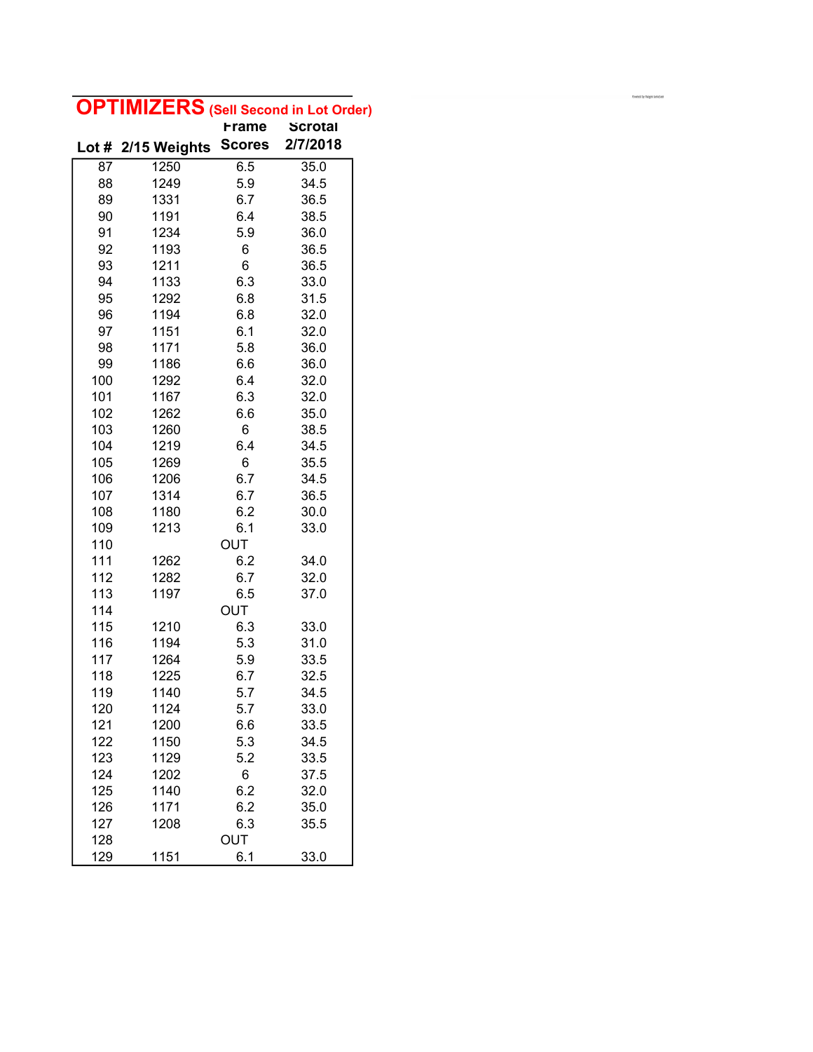# OPTIMIZERS (Sell Second in Lot Order)

| Lot # | 2/15 Weights | Frame Scores | Scrotal 2/7/2018 |
|---|---|---|---|
| 87 | 1250 | 6.5 | 35.0 |
| 88 | 1249 | 5.9 | 34.5 |
| 89 | 1331 | 6.7 | 36.5 |
| 90 | 1191 | 6.4 | 38.5 |
| 91 | 1234 | 5.9 | 36.0 |
| 92 | 1193 | 6 | 36.5 |
| 93 | 1211 | 6 | 36.5 |
| 94 | 1133 | 6.3 | 33.0 |
| 95 | 1292 | 6.8 | 31.5 |
| 96 | 1194 | 6.8 | 32.0 |
| 97 | 1151 | 6.1 | 32.0 |
| 98 | 1171 | 5.8 | 36.0 |
| 99 | 1186 | 6.6 | 36.0 |
| 100 | 1292 | 6.4 | 32.0 |
| 101 | 1167 | 6.3 | 32.0 |
| 102 | 1262 | 6.6 | 35.0 |
| 103 | 1260 | 6 | 38.5 |
| 104 | 1219 | 6.4 | 34.5 |
| 105 | 1269 | 6 | 35.5 |
| 106 | 1206 | 6.7 | 34.5 |
| 107 | 1314 | 6.7 | 36.5 |
| 108 | 1180 | 6.2 | 30.0 |
| 109 | 1213 | 6.1 | 33.0 |
| 110 | | OUT | |
| 111 | 1262 | 6.2 | 34.0 |
| 112 | 1282 | 6.7 | 32.0 |
| 113 | 1197 | 6.5 | 37.0 |
| 114 | | OUT | |
| 115 | 1210 | 6.3 | 33.0 |
| 116 | 1194 | 5.3 | 31.0 |
| 117 | 1264 | 5.9 | 33.5 |
| 118 | 1225 | 6.7 | 32.5 |
| 119 | 1140 | 5.7 | 34.5 |
| 120 | 1124 | 5.7 | 33.0 |
| 121 | 1200 | 6.6 | 33.5 |
| 122 | 1150 | 5.3 | 34.5 |
| 123 | 1129 | 5.2 | 33.5 |
| 124 | 1202 | 6 | 37.5 |
| 125 | 1140 | 6.2 | 32.0 |
| 126 | 1171 | 6.2 | 35.0 |
| 127 | 1208 | 6.3 | 35.5 |
| 128 | | OUT | |
| 129 | 1151 | 6.1 | 33.0 |